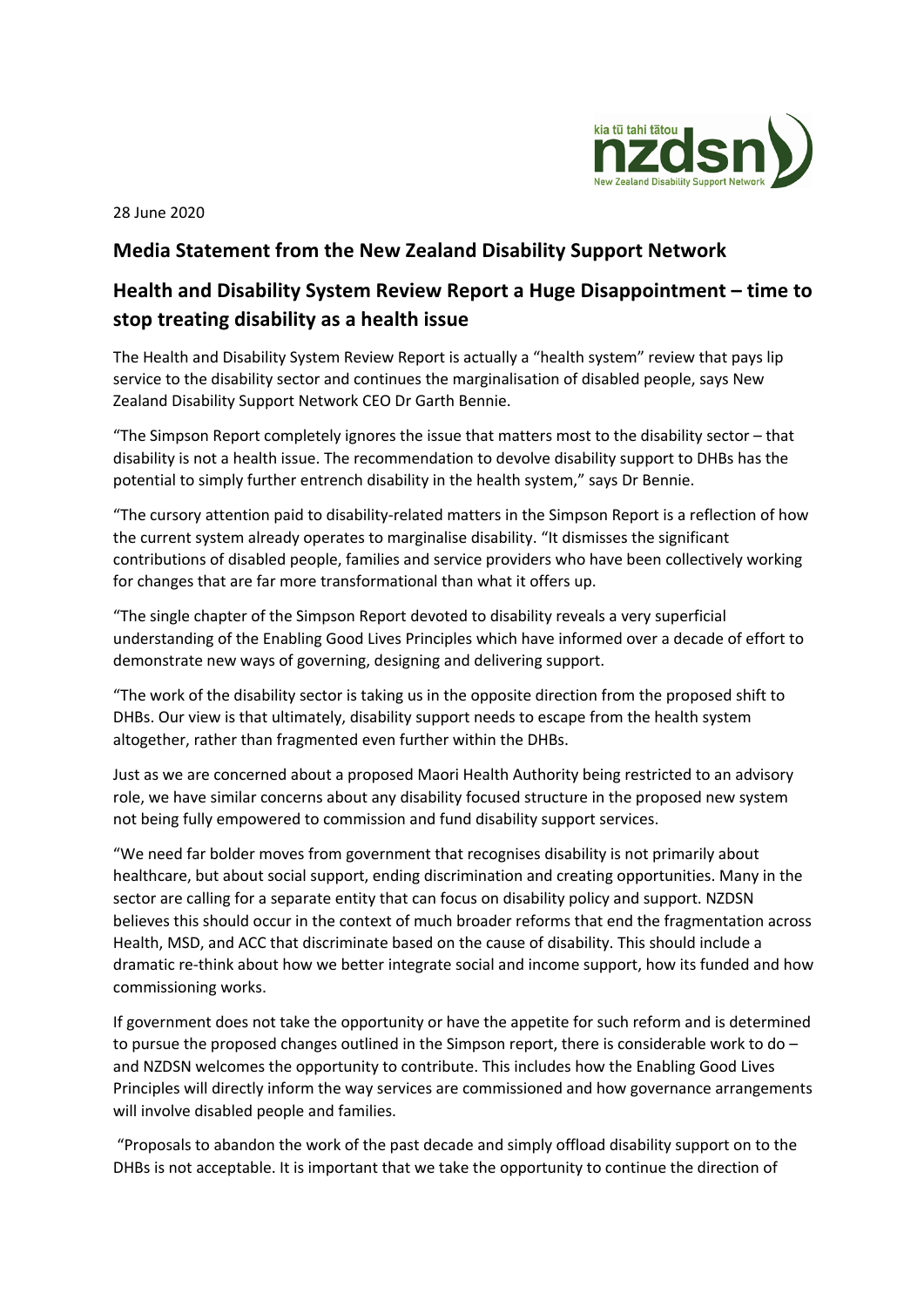28 June 2020

## Media Statement from the New Zealand Disability Support Network

## Health and Disability System Review Report a Huge Disappointment – time to stop treating disability as a health issue

The Health and Disability System Review Report is actually a "health system" review that pays lip service to the disability sector and continues the marginalisation of disabled people, says New Zealand Disability Support Network CEO Dr Garth Bennie.

"The Simpson Report completely ignores the issue that matters most to the disability sector – that disability is not a health issue. The recommendation to devolve disability support to DHBs has the potential to simply further entrench disability in the health system," says Dr Bennie.

"The cursory attention paid to disability-related matters in the Simpson Report is a reflection of how the current system already operates to marginalise disability. "It dismisses the significant contributions of disabled people, families and service providers who have been collectively working for changes that are far more transformational than what it offers up.

"The single chapter of the Simpson Report devoted to disability reveals a very superficial understanding of the Enabling Good Lives Principles which have informed over a decade of effort to demonstrate new ways of governing, designing and delivering support.

"The work of the disability sector is taking us in the opposite direction from the proposed shift to DHBs. Our view is that ultimately, disability support needs to escape from the health system altogether, rather than fragmented even further within the DHBs.

Just as we are concerned about a proposed Maori Health Authority being restricted to an advisory role, we have similar concerns about any disability focused structure in the proposed new system not being fully empowered to commission and fund disability support services.

"We need far bolder moves from government that recognises disability is not primarily about healthcare, but about social support, ending discrimination and creating opportunities. Many in the sector are calling for a separate entity that can focus on disability policy and support. NZDSN believes this should occur in the context of much broader reforms that end the fragmentation across Health, MSD, and ACC that discriminate based on the cause of disability. This should include a dramatic re-think about how we better integrate social and income support, how its funded and how commissioning works.

If government does not take the opportunity or have the appetite for such reform and is determined to pursue the proposed changes outlined in the Simpson report, there is considerable work to do – and NZDSN welcomes the opportunity to contribute. This includes how the Enabling Good Lives Principles will directly inform the way services are commissioned and how governance arrangements will involve disabled people and families.

"Proposals to abandon the work of the past decade and simply offload disability support on to the DHBs is not acceptable. It is important that we take the opportunity to continue the direction of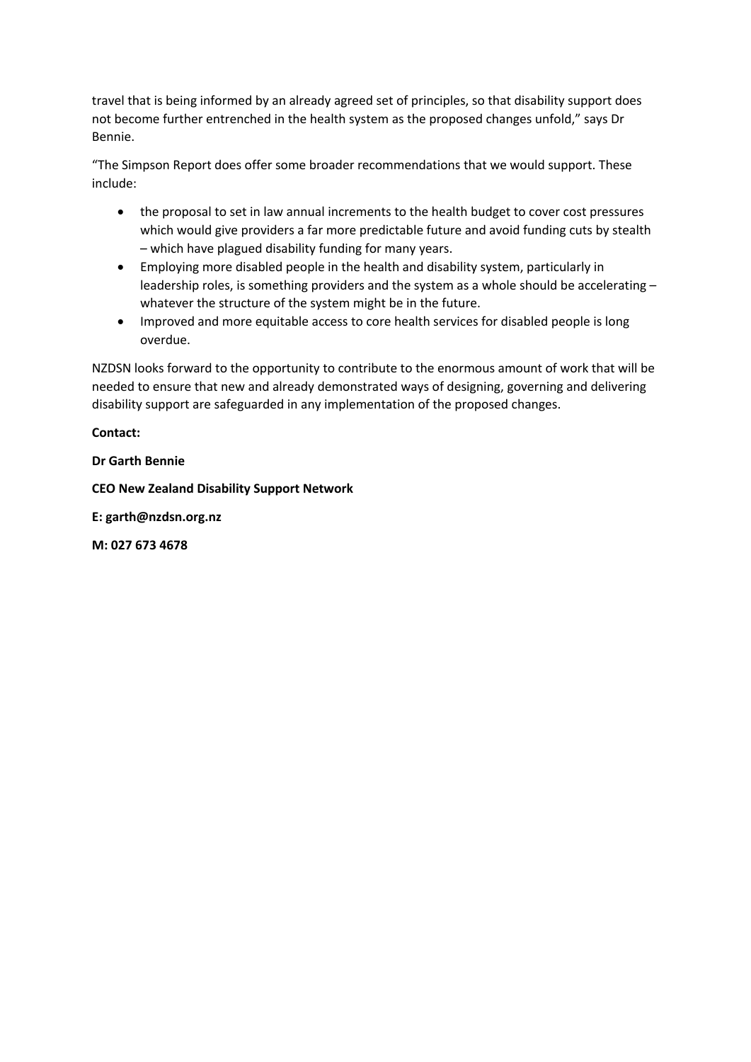travel that is being informed by an already agreed set of principles, so that disability support does not become further entrenched in the health system as the proposed changes unfold," says Dr Bennie.

"The Simpson Report does offer some broader recommendations that we would support. These include:

- the proposal to set in law annual increments to the health budget to cover cost pressures which would give providers a far more predictable future and avoid funding cuts by stealth – which have plagued disability funding for many years.
- Employing more disabled people in the health and disability system, particularly in leadership roles, is something providers and the system as a whole should be accelerating – whatever the structure of the system might be in the future.
- Improved and more equitable access to core health services for disabled people is long overdue.

NZDSN looks forward to the opportunity to contribute to the enormous amount of work that will be needed to ensure that new and already demonstrated ways of designing, governing and delivering disability support are safeguarded in any implementation of the proposed changes.

**Contact:**

**Dr Garth Bennie**

**CEO New Zealand Disability Support Network**

**E: garth@nzdsn.org.nz**

**M: 027 673 4678**